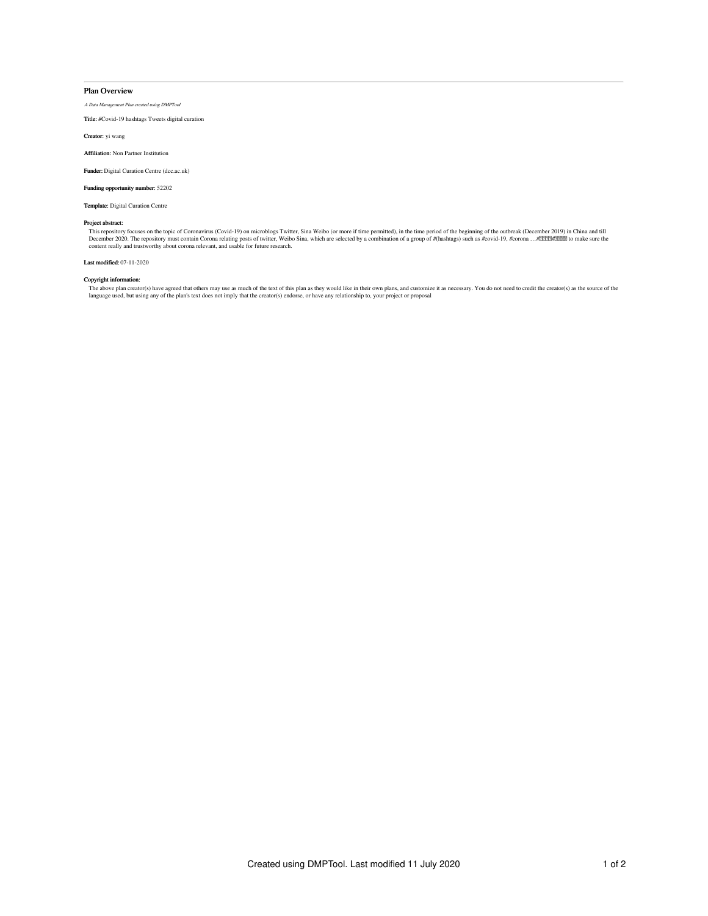## Plan Overview

*A Data Management Plan created using DMPTool*

**Title:** #Covid-19 hashtags Tweets digital curation

**Creator:** yi wang

**Affiliation:** Non Partner Institution

**Funder:** Digital Curation Centre (dcc.ac.uk)

**Funding opportunity number:** 52202

**Template:** Digital Curation Centre

**Project abstract:**

This repository focuses on the topic of Coronavirus (Covid-19) on microblogs Twitter, Sina Weibo (or more if time permitted), in the time period of the beginning of the outbreak (December 2019) in China and till December 2020. The repository must contain Corona relating posts of twitter, Weibo Sina, which are selected by a combination of a group of #(hashtags) such as #covid-19, #corona …#����#���� to make sure the content really and trustworthy about corona relevant, and usable for future research.

**Last modified:** 07-11-2020

**Copyright information:**

The above plan creator(s) have agreed that others may use as much of the text of this plan as they would like in their own plans, and customize it as necessary. You do not need to credit the creator(s) as the source of the language used, but using any of the plan's text does not imply that the creator(s) endorse, or have any relationship to, your project or proposal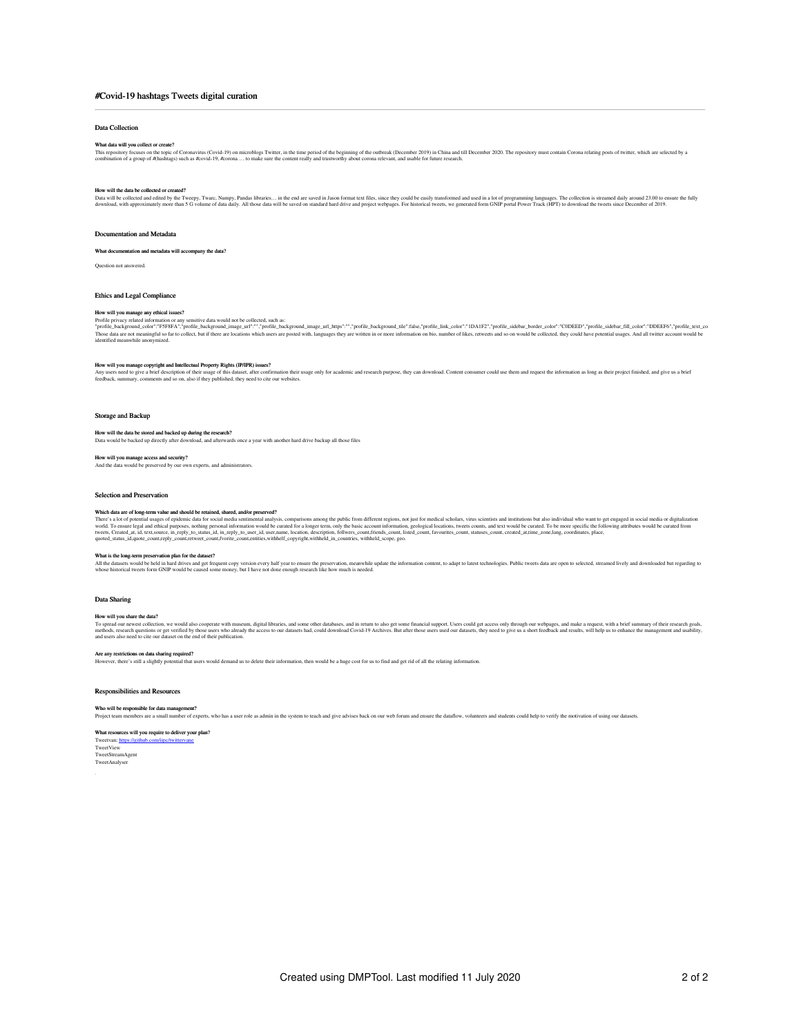# #Covid-19 hashtags Tweets digital curation

## Data Collection

### What data will you collect or create?

This repository focuses on the topic of Coronavirus (Covid-19) on microblogs Twitter, in the time period of the beginning of the outbreak (December 2019) in China and till December 2020. The repository must contain Corona relating posts of twitter, which are selected by a combination of a group of #(hashtags) such as #covid-19, #corona … to make sure the content really and trustworthy about corona relevant, and usable for future research.

### How will the data be collected or created?

Data will be collected and edited by the Tweepy, Twarc, Numpy, Pandas libraries… in the end are saved in Jason format text files, since they could be easily transformed and used in a lot of programming languages. The collection is streamed daily around 23.00 to ensure the fully download, with approximately more than 5 G volume of data daily. All those data will be saved on standard hard drive and project webpages. For historical tweets, we generated form GNIP portal Power Track (HPT) to download the tweets since December of 2019.

## Documentation and Metadata

### What documentation and metadata will accompany the data?

Question not answered.

## Ethics and Legal Compliance

### How will you manage any ethical issues?

Profile privacy related information or any sensitive data would not be collected, such as:
"profile_background_color":"F5F8FA","profile_background_image_url":"","profile_background_image_url_https":"","profile_background_tile":false,"profile_link_color":"1DA1F2","profile_sidebar_border_color":"C0DEED","profile_sidebar_fill_color":"DDEEF6","profile_text_co
Those data are not meaningful so far to collect, but if there are locations which users are posted with, languages they are written in or more information on bio, number of likes, retweets and so on would be collected, they could have potential usages. And all twitter account would be identified meanwhile anonymized.

### How will you manage copyright and Intellectual Property Rights (IP/IPR) issues?

Any users need to give a brief description of their usage of this dataset, after confirmation their usage only for academic and research purpose, they can download. Content consumer could use them and request the information as long as their project finished, and give us a brief feedback, summary, comments and so on, also if they published, they need to cite our websites.

## Storage and Backup

### How will the data be stored and backed up during the research?

Data would be backed up directly after download, and afterwards once a year with another hard drive backup all those files

### How will you manage access and security?

And the data would be preserved by our own experts, and administrators.

## Selection and Preservation

### Which data are of long-term value and should be retained, shared, and/or preserved?

There's a lot of potential usages of epidemic data for social media sentimental analysis, comparisons among the public from different regions, not just for medical scholars, virus scientists and institutions but also individual who want to get engaged in social media or digitalization world. To ensure legal and ethical purposes, nothing personal information would be curated for a longer term, only the basic account information, geological locations, tweets counts, and text would be curated. To be more specific the following attributes would be curated from tweets, Created_at, id, text,source, in_reply_to_status_id, in_reply_to_user_id, user.name, location, description, follwers_count,friends_count, listed_count, favourites_count, statuses_count, created_at,time_zone,lang, coordinates, place, quoted_status_id,quote_count,reply_count,retweet_count,fvorite_count,entities,withhelf_copyright,withheld_in_countries, withheld_scope, geo.

### What is the long-term preservation plan for the dataset?

All the datasets would be held in hard drives and get frequent copy version every half year to ensure the preservation, meanwhile update the information content, to adapt to latest technologies. Public tweets data are open to selected, streamed lively and downloaded but regarding to whose historical tweets form GNIP would be caused some money, but I have not done enough research like how much is needed.

## Data Sharing

### How will you share the data?

To spread our newest collection, we would also cooperate with museum, digital libraries, and some other databases, and in return to also get some financial support. Users could get access only through our webpages, and make a request, with a brief summary of their research goals, methods, research questions or get verified by those users who already the access to our datasets had, could download Covid-19 Archives. But after those users used our datasets, they need to give us a short feedback and results, will help us to enhance the management and usability, and users also need to cite our dataset on the end of their publication.

### Are any restrictions on data sharing required?

However, there's still a slightly potential that users would demand us to delete their information, then would be a huge cost for us to find and get rid of all the relating information.

## Responsibilities and Resources

### Who will be responsible for data management?

Project team members are a small number of experts, who has a user role as admin in the system to teach and give advises back on our web forum and ensure the dataflow, volunteers and students could help to verify the motivation of using our datasets.

### What resources will you require to deliver your plan?

Tweetvan: https://github.com/ipc/twittervane
TweetView
TweetStreamAgent
TweetAnalyser